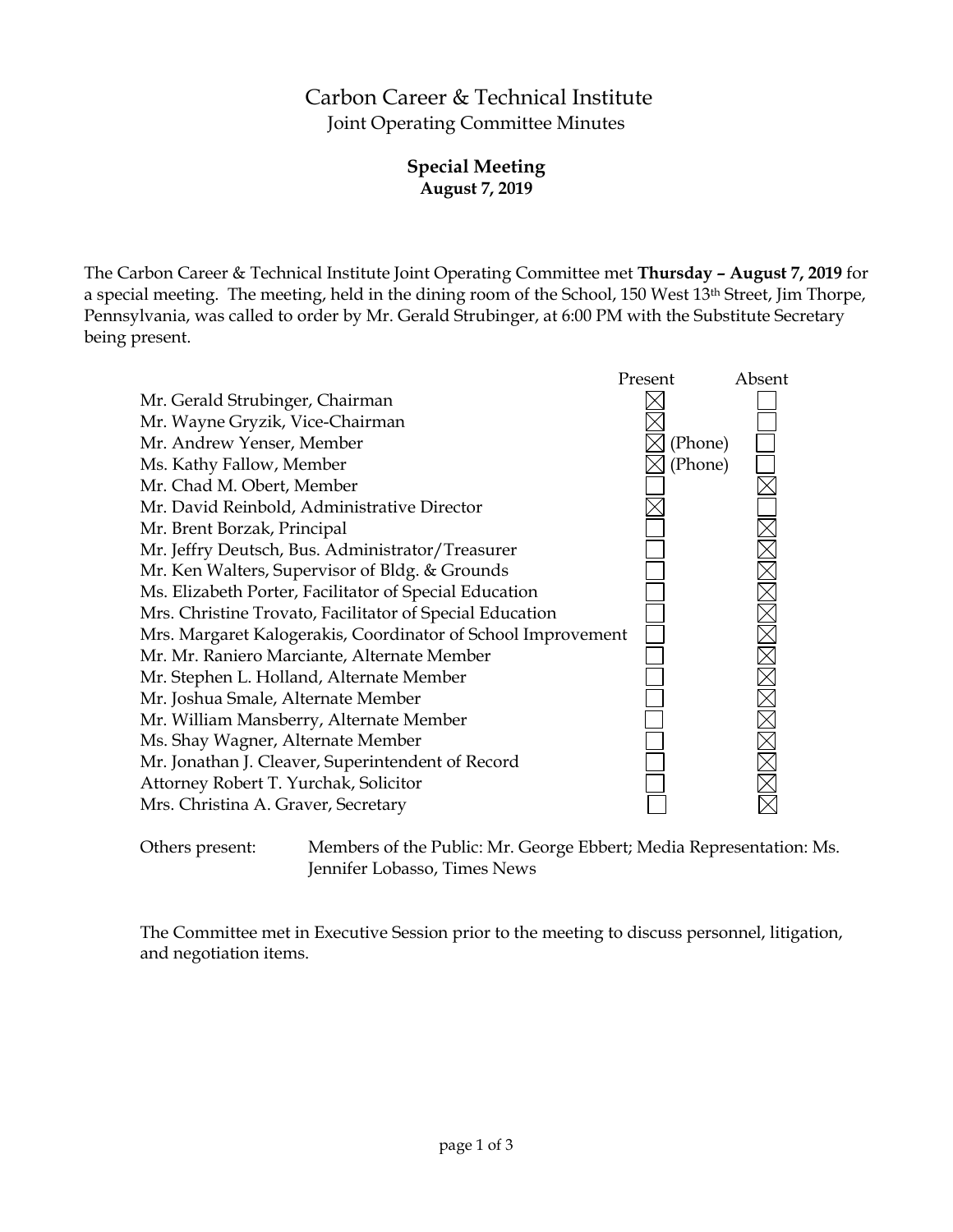# Carbon Career & Technical Institute

## Joint Operating Committee Minutes

### Special Meeting

**August 7, 2019**

The Carbon Career & Technical Institute Joint Operating Committee met **Thursday – August 7, 2019** for a special meeting. The meeting, held in the dining room of the School, 150 West 13th Street, Jim Thorpe, Pennsylvania, was called to order by Mr. Gerald Strubinger, at 6:00 PM with the Substitute Secretary being present.

| | Present | Absent |
|---|---|---|
| Mr. Gerald Strubinger, Chairman | ☒ | ☐ |
| Mr. Wayne Gryzik, Vice-Chairman | ☒ | ☐ |
| Mr. Andrew Yenser, Member | ☒ (Phone) | ☐ |
| Ms. Kathy Fallow, Member | ☒ (Phone) | ☐ |
| Mr. Chad M. Obert, Member | ☐ | ☒ |
| Mr. David Reinbold, Administrative Director | ☒ | ☐ |
| Mr. Brent Borzak, Principal | ☐ | ☒ |
| Mr. Jeffry Deutsch, Bus. Administrator/Treasurer | ☐ | ☒ |
| Mr. Ken Walters, Supervisor of Bldg. & Grounds | ☐ | ☒ |
| Ms. Elizabeth Porter, Facilitator of Special Education | ☐ | ☒ |
| Mrs. Christine Trovato, Facilitator of Special Education | ☐ | ☒ |
| Mrs. Margaret Kalogerakis, Coordinator of School Improvement | ☐ | ☒ |
| Mr. Mr. Raniero Marciante, Alternate Member | ☐ | ☒ |
| Mr. Stephen L. Holland, Alternate Member | ☐ | ☒ |
| Mr. Joshua Smale, Alternate Member | ☐ | ☒ |
| Mr. William Mansberry, Alternate Member | ☐ | ☒ |
| Ms. Shay Wagner, Alternate Member | ☐ | ☒ |
| Mr. Jonathan J. Cleaver, Superintendent of Record | ☐ | ☒ |
| Attorney Robert T. Yurchak, Solicitor | ☐ | ☒ |
| Mrs. Christina A. Graver, Secretary | ☐ | ☒ |

Others present: Members of the Public: Mr. George Ebbert; Media Representation: Ms. Jennifer Lobasso, Times News

The Committee met in Executive Session prior to the meeting to discuss personnel, litigation, and negotiation items.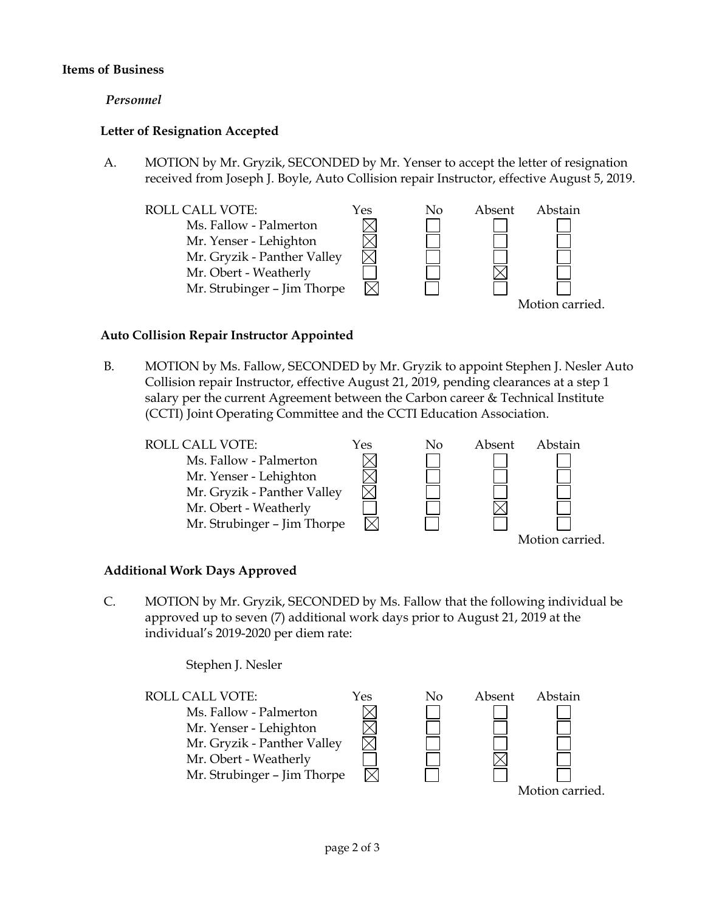**Items of Business**

*Personnel*

**Letter of Resignation Accepted**

A. MOTION by Mr. Gryzik, SECONDED by Mr. Yenser to accept the letter of resignation received from Joseph J. Boyle, Auto Collision repair Instructor, effective August 5, 2019.

| ROLL CALL VOTE: | Yes | No | Absent | Abstain |
|---|---|---|---|---|
| Ms. Fallow - Palmerton | ☒ | ☐ | ☐ | ☐ |
| Mr. Yenser - Lehighton | ☒ | ☐ | ☐ | ☐ |
| Mr. Gryzik - Panther Valley | ☒ | ☐ | ☐ | ☐ |
| Mr. Obert - Weatherly | ☐ | ☐ | ☒ | ☐ |
| Mr. Strubinger – Jim Thorpe | ☒ | ☐ | ☐ | ☐ |

Motion carried.

**Auto Collision Repair Instructor Appointed**

B. MOTION by Ms. Fallow, SECONDED by Mr. Gryzik to appoint Stephen J. Nesler Auto Collision repair Instructor, effective August 21, 2019, pending clearances at a step 1 salary per the current Agreement between the Carbon career & Technical Institute (CCTI) Joint Operating Committee and the CCTI Education Association.

| ROLL CALL VOTE: | Yes | No | Absent | Abstain |
|---|---|---|---|---|
| Ms. Fallow - Palmerton | ☒ | ☐ | ☐ | ☐ |
| Mr. Yenser - Lehighton | ☒ | ☐ | ☐ | ☐ |
| Mr. Gryzik - Panther Valley | ☒ | ☐ | ☐ | ☐ |
| Mr. Obert - Weatherly | ☐ | ☐ | ☒ | ☐ |
| Mr. Strubinger – Jim Thorpe | ☒ | ☐ | ☐ | ☐ |

Motion carried.

**Additional Work Days Approved**

C. MOTION by Mr. Gryzik, SECONDED by Ms. Fallow that the following individual be approved up to seven (7) additional work days prior to August 21, 2019 at the individual's 2019-2020 per diem rate:

Stephen J. Nesler

| ROLL CALL VOTE: | Yes | No | Absent | Abstain |
|---|---|---|---|---|
| Ms. Fallow - Palmerton | ☒ | ☐ | ☐ | ☐ |
| Mr. Yenser - Lehighton | ☒ | ☐ | ☐ | ☐ |
| Mr. Gryzik - Panther Valley | ☒ | ☐ | ☐ | ☐ |
| Mr. Obert - Weatherly | ☐ | ☐ | ☒ | ☐ |
| Mr. Strubinger – Jim Thorpe | ☒ | ☐ | ☐ | ☐ |

Motion carried.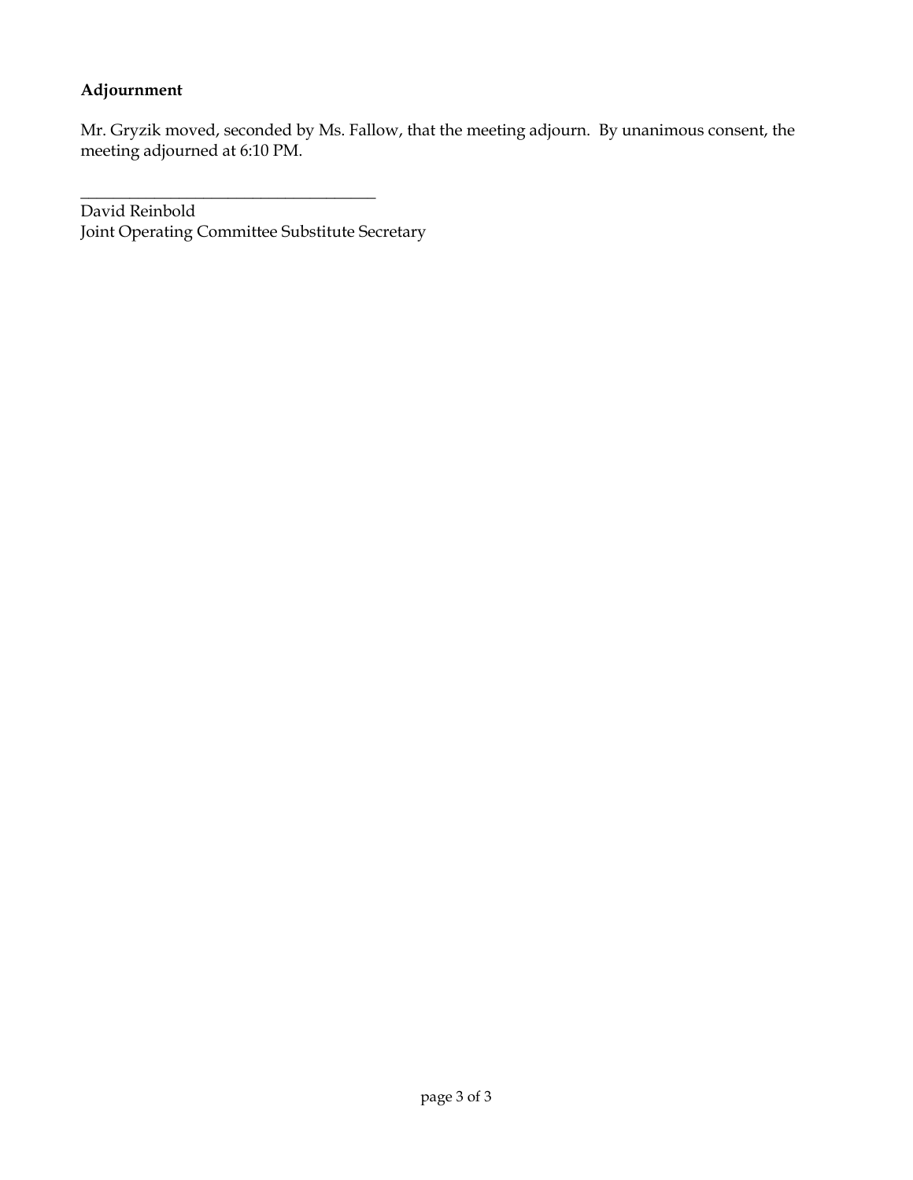**Adjournment**

Mr. Gryzik moved, seconded by Ms. Fallow, that the meeting adjourn. By unanimous consent, the meeting adjourned at 6:10 PM.

______________________________________

David Reinbold
Joint Operating Committee Substitute Secretary